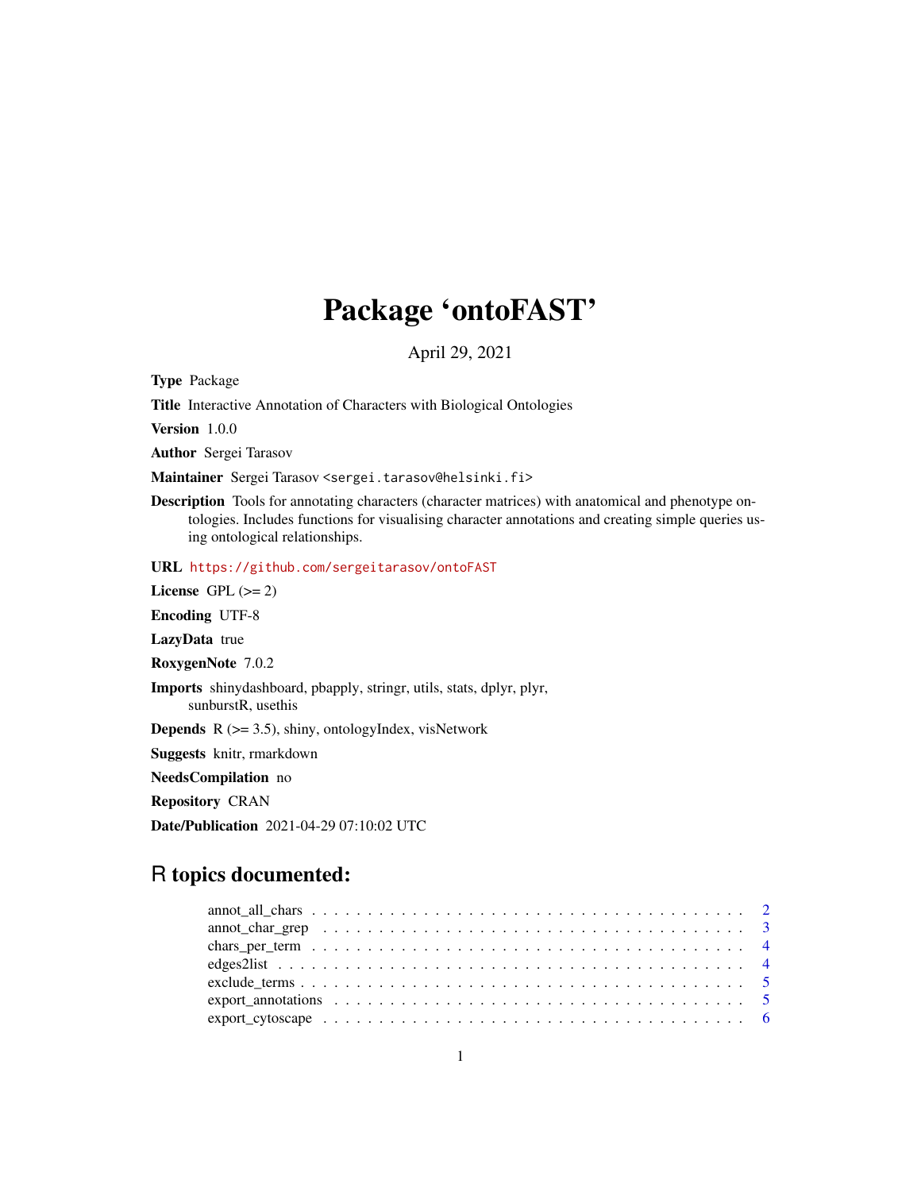# Package 'ontoFAST'

April 29, 2021

**Type** Package

**Title** Interactive Annotation of Characters with Biological Ontologies

**Version** 1.0.0

**Author** Sergei Tarasov

**Maintainer** Sergei Tarasov <sergei.tarasov@helsinki.fi>

**Description** Tools for annotating characters (character matrices) with anatomical and phenotype ontologies. Includes functions for visualising character annotations and creating simple queries using ontological relationships.

**URL** https://github.com/sergeitarasov/ontoFAST

**License** GPL (>= 2)

**Encoding** UTF-8

**LazyData** true

**RoxygenNote** 7.0.2

**Imports** shinydashboard, pbapply, stringr, utils, stats, dplyr, plyr, sunburstR, usethis

**Depends** R (>= 3.5), shiny, ontologyIndex, visNetwork

**Suggests** knitr, rmarkdown

**NeedsCompilation** no

**Repository** CRAN

**Date/Publication** 2021-04-29 07:10:02 UTC

## R topics documented:

- annot_all_chars . . . . . . . . . . . . . . . . . . . . . . . . . . . . . . . . . . . . . . . 2
- annot_char_grep . . . . . . . . . . . . . . . . . . . . . . . . . . . . . . . . . . . . . . . 3
- chars_per_term . . . . . . . . . . . . . . . . . . . . . . . . . . . . . . . . . . . . . . . 4
- edges2list . . . . . . . . . . . . . . . . . . . . . . . . . . . . . . . . . . . . . . . . . . 4
- exclude_terms . . . . . . . . . . . . . . . . . . . . . . . . . . . . . . . . . . . . . . . . 5
- export_annotations . . . . . . . . . . . . . . . . . . . . . . . . . . . . . . . . . . . . . 5
- export_cytoscape . . . . . . . . . . . . . . . . . . . . . . . . . . . . . . . . . . . . . . 6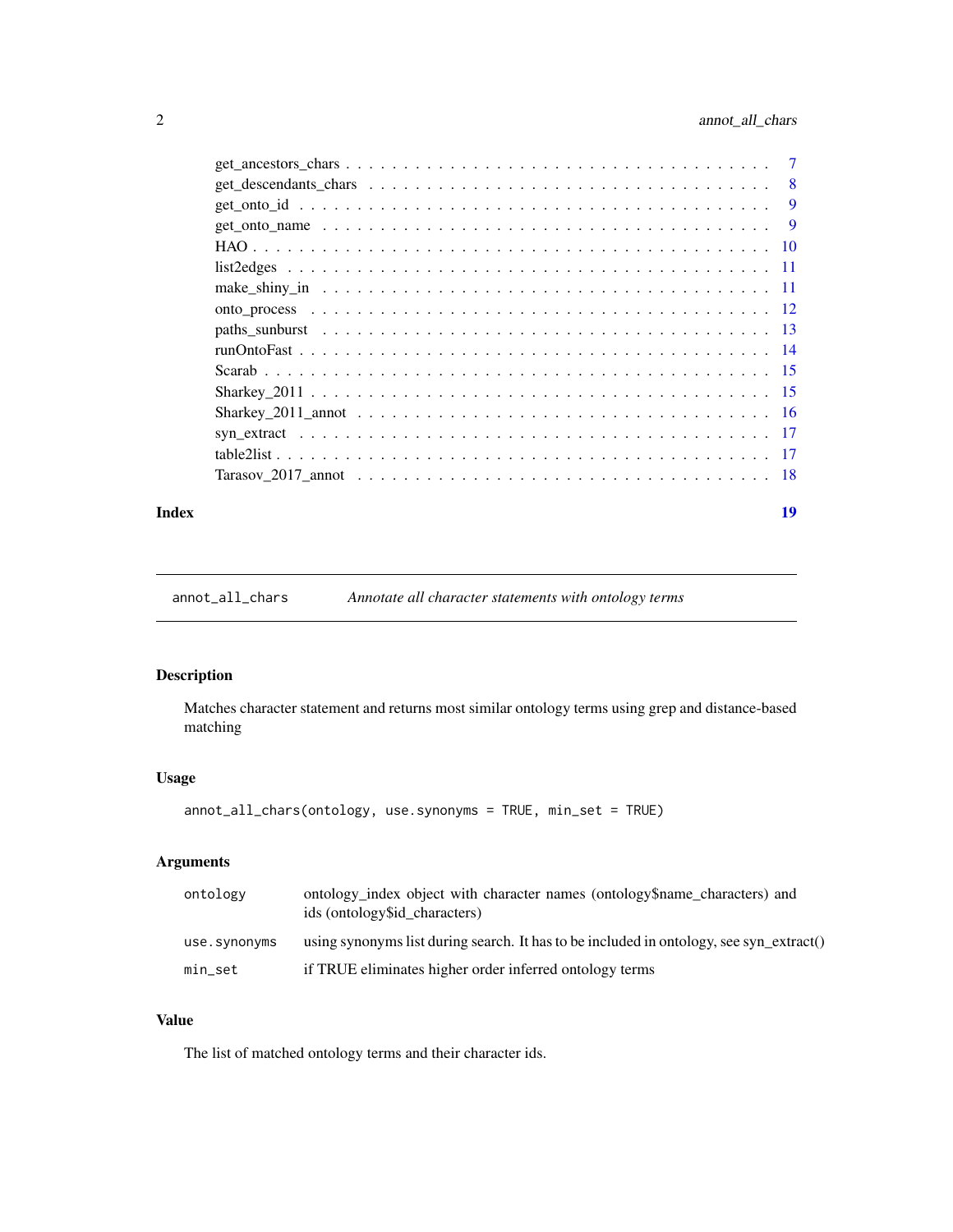get_ancestors_chars . . . . . . . . . . . . . . . . . . . . . . . . . . . . . . . . . . 7
get_descendants_chars . . . . . . . . . . . . . . . . . . . . . . . . . . . . . . . . . 8
get_onto_id . . . . . . . . . . . . . . . . . . . . . . . . . . . . . . . . . . . . . . 9
get_onto_name . . . . . . . . . . . . . . . . . . . . . . . . . . . . . . . . . . . . 9
HAO . . . . . . . . . . . . . . . . . . . . . . . . . . . . . . . . . . . . . . . . . 10
list2edges . . . . . . . . . . . . . . . . . . . . . . . . . . . . . . . . . . . . . . 11
make_shiny_in . . . . . . . . . . . . . . . . . . . . . . . . . . . . . . . . . . . . 11
onto_process . . . . . . . . . . . . . . . . . . . . . . . . . . . . . . . . . . . . . 12
paths_sunburst . . . . . . . . . . . . . . . . . . . . . . . . . . . . . . . . . . . . 13
runOntoFast . . . . . . . . . . . . . . . . . . . . . . . . . . . . . . . . . . . . . 14
Scarab . . . . . . . . . . . . . . . . . . . . . . . . . . . . . . . . . . . . . . . . 15
Sharkey_2011 . . . . . . . . . . . . . . . . . . . . . . . . . . . . . . . . . . . . . 15
Sharkey_2011_annot . . . . . . . . . . . . . . . . . . . . . . . . . . . . . . . . . 16
syn_extract . . . . . . . . . . . . . . . . . . . . . . . . . . . . . . . . . . . . . . 17
table2list . . . . . . . . . . . . . . . . . . . . . . . . . . . . . . . . . . . . . . . 17
Tarasov_2017_annot . . . . . . . . . . . . . . . . . . . . . . . . . . . . . . . . . . 18

**Index** **19**

---

`annot_all_chars` *Annotate all character statements with ontology terms*

---

### Description

Matches character statement and returns most similar ontology terms using grep and distance-based matching

### Usage

```
annot_all_chars(ontology, use.synonyms = TRUE, min_set = TRUE)
```

### Arguments

| | |
|---|---|
| `ontology` | ontology_index object with character names (ontology$name_characters) and ids (ontology$id_characters) |
| `use.synonyms` | using synonyms list during search. It has to be included in ontology, see syn_extract() |
| `min_set` | if TRUE eliminates higher order inferred ontology terms |

### Value

The list of matched ontology terms and their character ids.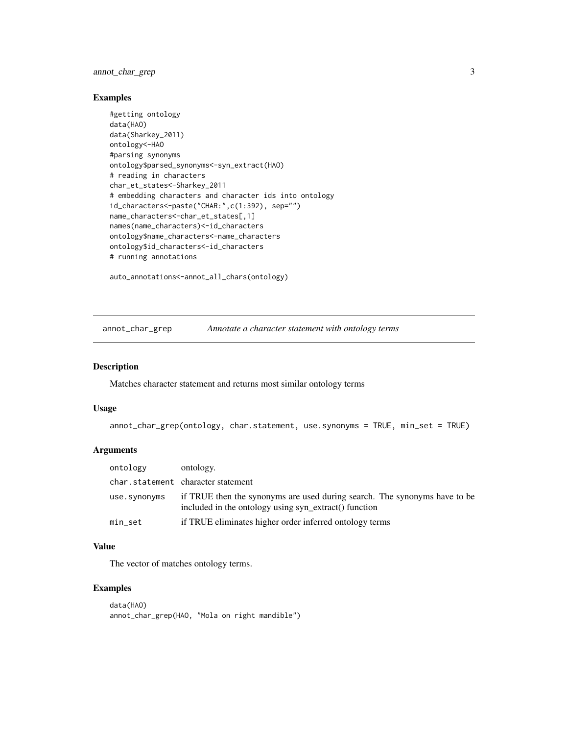### Examples

```
#getting ontology
data(HAO)
data(Sharkey_2011)
ontology<-HAO
#parsing synonyms
ontology$parsed_synonyms<-syn_extract(HAO)
# reading in characters
char_et_states<-Sharkey_2011
# embedding characters and character ids into ontology
id_characters<-paste("CHAR:",c(1:392), sep="")
name_characters<-char_et_states[,1]
names(name_characters)<-id_characters
ontology$name_characters<-name_characters
ontology$id_characters<-id_characters
# running annotations

auto_annotations<-annot_all_chars(ontology)
```

## annot_char_grep — *Annotate a character statement with ontology terms*

### Description

Matches character statement and returns most similar ontology terms

### Usage

```
annot_char_grep(ontology, char.statement, use.synonyms = TRUE, min_set = TRUE)
```

### Arguments

| Argument | Description |
| --- | --- |
| ontology | ontology. |
| char.statement | character statement |
| use.synonyms | if TRUE then the synonyms are used during search. The synonyms have to be included in the ontology using syn_extract() function |
| min_set | if TRUE eliminates higher order inferred ontology terms |

### Value

The vector of matches ontology terms.

### Examples

```
data(HAO)
annot_char_grep(HAO, "Mola on right mandible")
```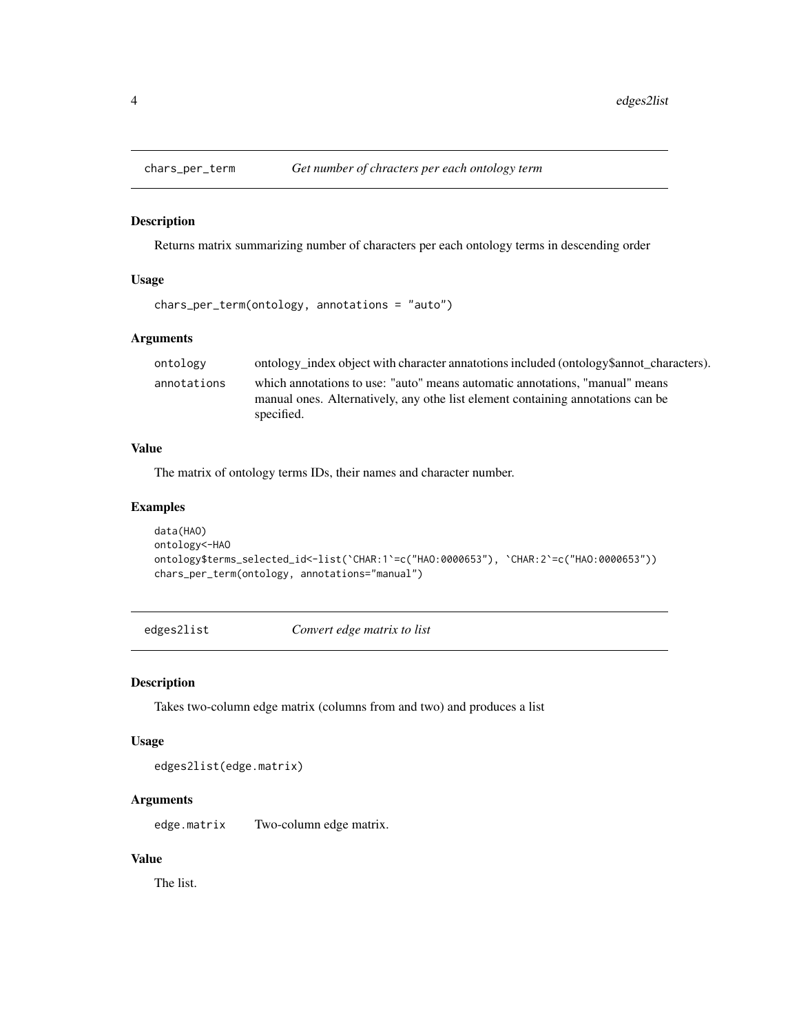## chars_per_term — *Get number of chracters per each ontology term*

### Description

Returns matrix summarizing number of characters per each ontology terms in descending order

### Usage

```
chars_per_term(ontology, annotations = "auto")
```

### Arguments

| | |
|---|---|
| `ontology` | ontology_index object with character annatotions included (ontology$annot_characters). |
| `annotations` | which annotations to use: "auto" means automatic annotations, "manual" means manual ones. Alternatively, any othe list element containing annotations can be specified. |

### Value

The matrix of ontology terms IDs, their names and character number.

### Examples

```
data(HAO)
ontology<-HAO
ontology$terms_selected_id<-list(`CHAR:1`=c("HAO:0000653"), `CHAR:2`=c("HAO:0000653"))
chars_per_term(ontology, annotations="manual")
```

## edges2list — *Convert edge matrix to list*

### Description

Takes two-column edge matrix (columns from and two) and produces a list

### Usage

```
edges2list(edge.matrix)
```

### Arguments

| | |
|---|---|
| `edge.matrix` | Two-column edge matrix. |

### Value

The list.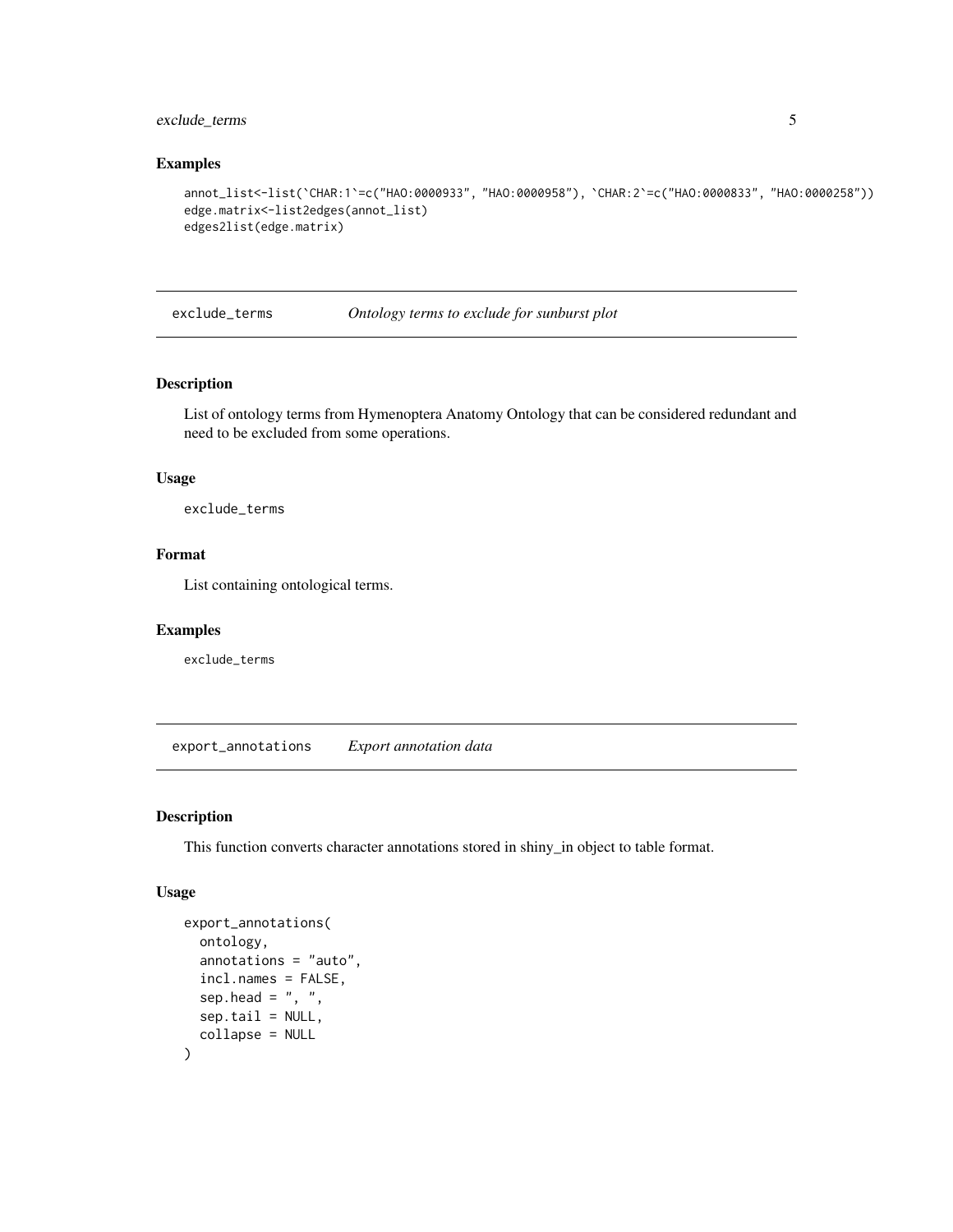## Examples

```
annot_list<-list(`CHAR:1`=c("HAO:0000933", "HAO:0000958"), `CHAR:2`=c("HAO:0000833", "HAO:0000258"))
edge.matrix<-list2edges(annot_list)
edges2list(edge.matrix)
```

---

# exclude_terms — *Ontology terms to exclude for sunburst plot*

## Description

List of ontology terms from Hymenoptera Anatomy Ontology that can be considered redundant and need to be excluded from some operations.

## Usage

```
exclude_terms
```

## Format

List containing ontological terms.

## Examples

```
exclude_terms
```

---

# export_annotations — *Export annotation data*

## Description

This function converts character annotations stored in shiny_in object to table format.

## Usage

```
export_annotations(
  ontology,
  annotations = "auto",
  incl.names = FALSE,
  sep.head = ", ",
  sep.tail = NULL,
  collapse = NULL
)
```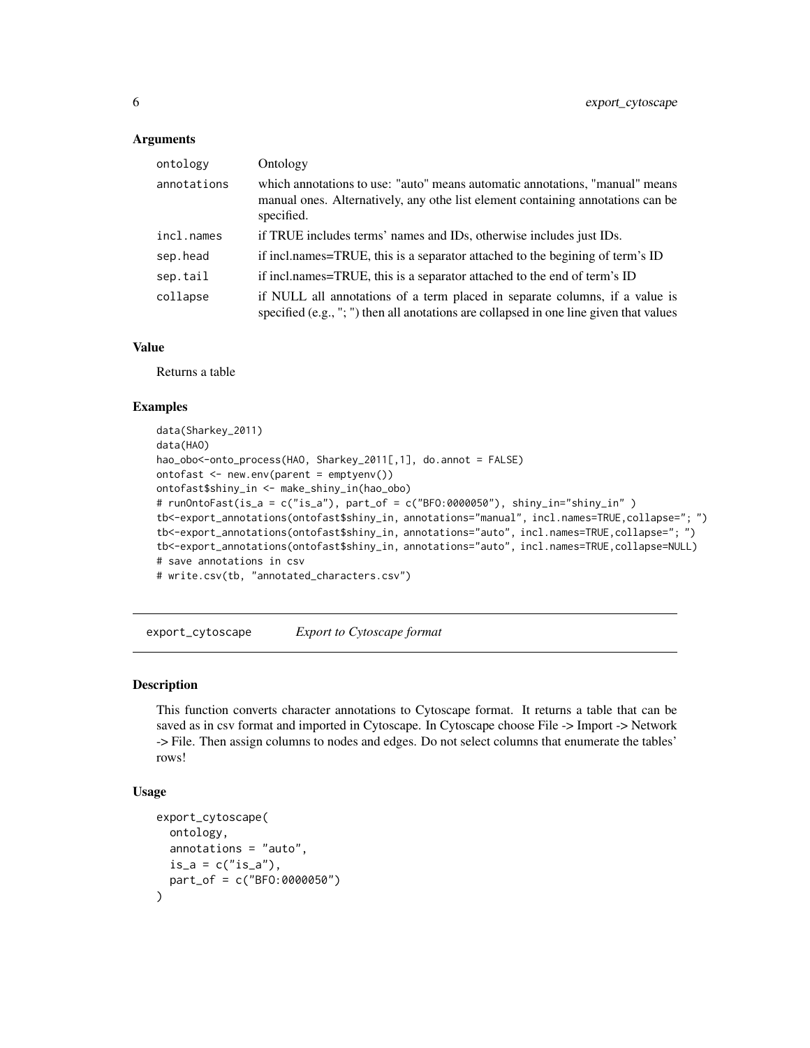### Arguments

| | |
|---|---|
| ontology | Ontology |
| annotations | which annotations to use: "auto" means automatic annotations, "manual" means manual ones. Alternatively, any othe list element containing annotations can be specified. |
| incl.names | if TRUE includes terms' names and IDs, otherwise includes just IDs. |
| sep.head | if incl.names=TRUE, this is a separator attached to the begining of term's ID |
| sep.tail | if incl.names=TRUE, this is a separator attached to the end of term's ID |
| collapse | if NULL all annotations of a term placed in separate columns, if a value is specified (e.g., "; ") then all anotations are collapsed in one line given that values |

### Value

Returns a table

### Examples

```
data(Sharkey_2011)
data(HAO)
hao_obo<-onto_process(HAO, Sharkey_2011[,1], do.annot = FALSE)
ontofast <- new.env(parent = emptyenv())
ontofast$shiny_in <- make_shiny_in(hao_obo)
# runOntoFast(is_a = c("is_a"), part_of = c("BFO:0000050"), shiny_in="shiny_in" )
tb<-export_annotations(ontofast$shiny_in, annotations="manual", incl.names=TRUE,collapse="; ")
tb<-export_annotations(ontofast$shiny_in, annotations="auto", incl.names=TRUE,collapse="; ")
tb<-export_annotations(ontofast$shiny_in, annotations="auto", incl.names=TRUE,collapse=NULL)
# save annotations in csv
# write.csv(tb, "annotated_characters.csv")
```

## export_cytoscape *Export to Cytoscape format*

### Description

This function converts character annotations to Cytoscape format. It returns a table that can be saved as in csv format and imported in Cytoscape. In Cytoscape choose File -> Import -> Network -> File. Then assign columns to nodes and edges. Do not select columns that enumerate the tables' rows!

### Usage

```
export_cytoscape(
  ontology,
  annotations = "auto",
  is_a = c("is_a"),
  part_of = c("BFO:0000050")
)
```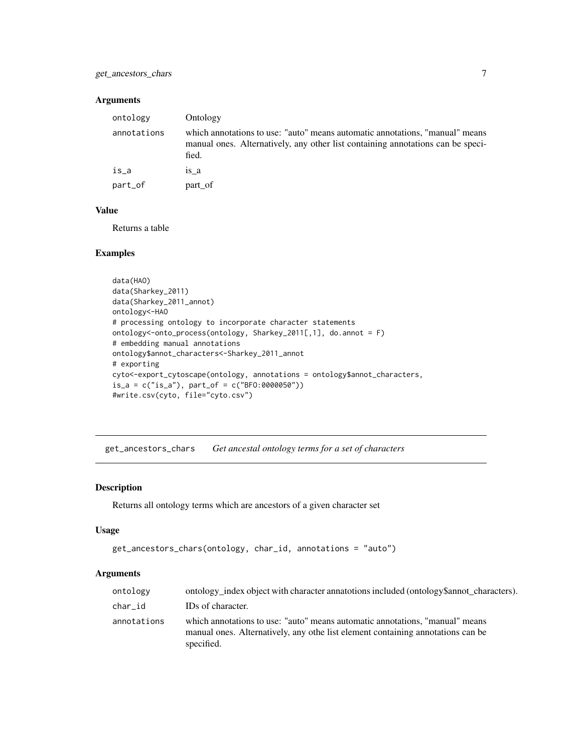### Arguments

| | |
|---|---|
| ontology | Ontology |
| annotations | which annotations to use: "auto" means automatic annotations, "manual" means manual ones. Alternatively, any other list containing annotations can be specified. |
| is_a | is_a |
| part_of | part_of |

### Value

Returns a table

### Examples

```
data(HAO)
data(Sharkey_2011)
data(Sharkey_2011_annot)
ontology<-HAO
# processing ontology to incorporate character statements
ontology<-onto_process(ontology, Sharkey_2011[,1], do.annot = F)
# embedding manual annotations
ontology$annot_characters<-Sharkey_2011_annot
# exporting
cyto<-export_cytoscape(ontology, annotations = ontology$annot_characters,
is_a = c("is_a"), part_of = c("BFO:0000050"))
#write.csv(cyto, file="cyto.csv")
```

---

## get_ancestors_chars *Get ancestal ontology terms for a set of characters*

### Description

Returns all ontology terms which are ancestors of a given character set

### Usage

```
get_ancestors_chars(ontology, char_id, annotations = "auto")
```

### Arguments

| | |
|---|---|
| ontology | ontology_index object with character annatotions included (ontology$annot_characters). |
| char_id | IDs of character. |
| annotations | which annotations to use: "auto" means automatic annotations, "manual" means manual ones. Alternatively, any othe list element containing annotations can be specified. |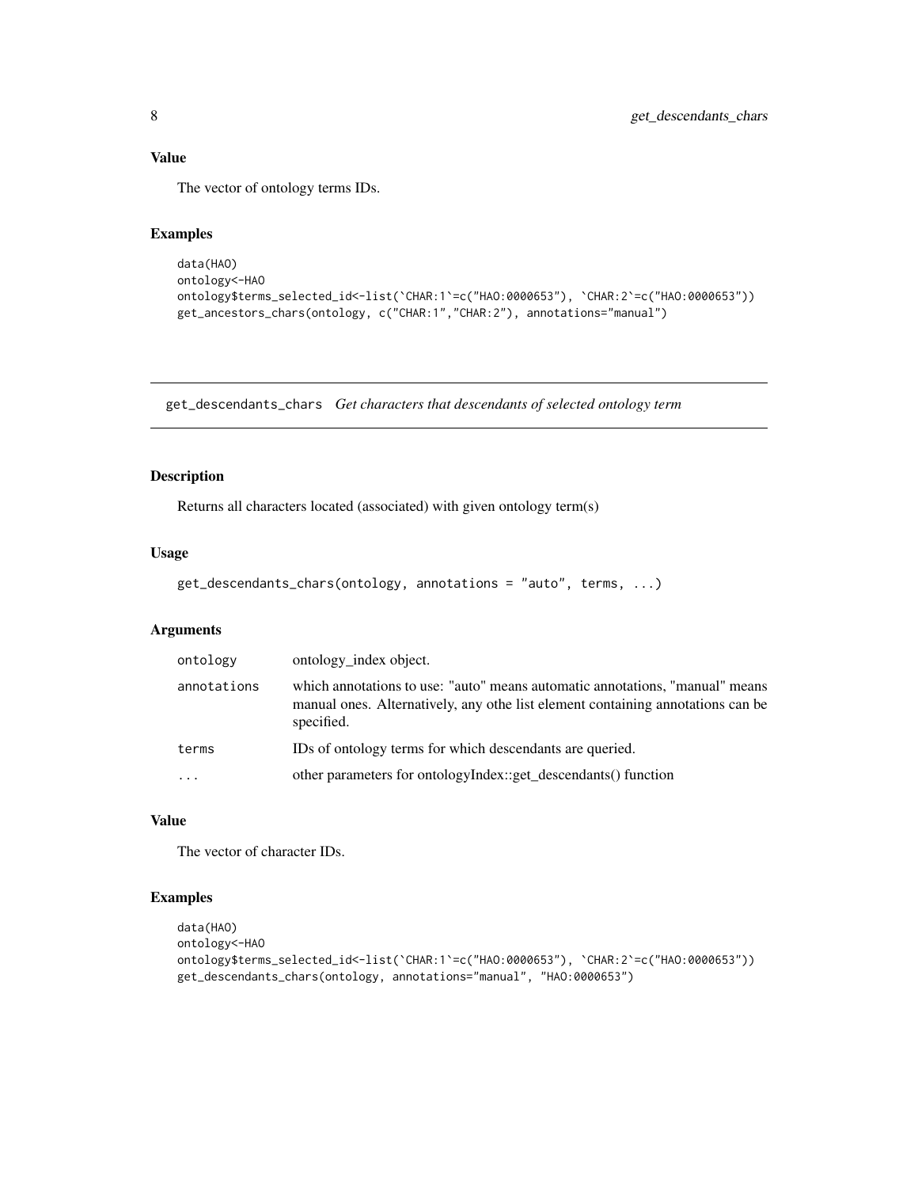### Value

The vector of ontology terms IDs.

### Examples

```
data(HAO)
ontology<-HAO
ontology$terms_selected_id<-list(`CHAR:1`=c("HAO:0000653"), `CHAR:2`=c("HAO:0000653"))
get_ancestors_chars(ontology, c("CHAR:1","CHAR:2"), annotations="manual")
```

---

## get_descendants_chars *Get characters that descendants of selected ontology term*

---

### Description

Returns all characters located (associated) with given ontology term(s)

### Usage

```
get_descendants_chars(ontology, annotations = "auto", terms, ...)
```

### Arguments

| | |
|---|---|
| ontology | ontology_index object. |
| annotations | which annotations to use: "auto" means automatic annotations, "manual" means manual ones. Alternatively, any othe list element containing annotations can be specified. |
| terms | IDs of ontology terms for which descendants are queried. |
| ... | other parameters for ontologyIndex::get_descendants() function |

### Value

The vector of character IDs.

### Examples

```
data(HAO)
ontology<-HAO
ontology$terms_selected_id<-list(`CHAR:1`=c("HAO:0000653"), `CHAR:2`=c("HAO:0000653"))
get_descendants_chars(ontology, annotations="manual", "HAO:0000653")
```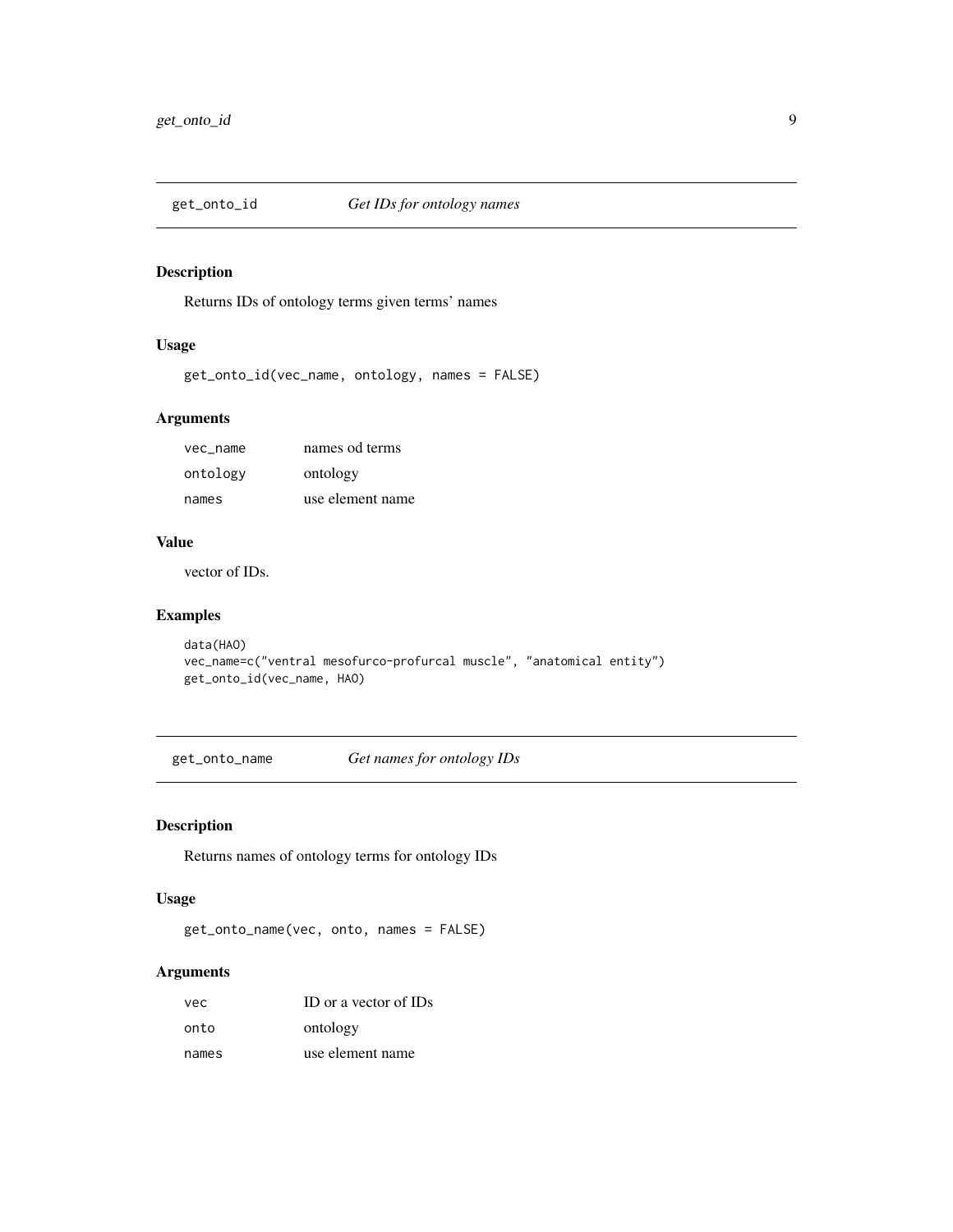## get_onto_id *Get IDs for ontology names*

### Description

Returns IDs of ontology terms given terms' names

### Usage

```
get_onto_id(vec_name, ontology, names = FALSE)
```

### Arguments

| | |
|---|---|
| vec_name | names od terms |
| ontology | ontology |
| names | use element name |

### Value

vector of IDs.

### Examples

```
data(HAO)
vec_name=c("ventral mesofurco-profurcal muscle", "anatomical entity")
get_onto_id(vec_name, HAO)
```

## get_onto_name *Get names for ontology IDs*

### Description

Returns names of ontology terms for ontology IDs

### Usage

```
get_onto_name(vec, onto, names = FALSE)
```

### Arguments

| | |
|---|---|
| vec | ID or a vector of IDs |
| onto | ontology |
| names | use element name |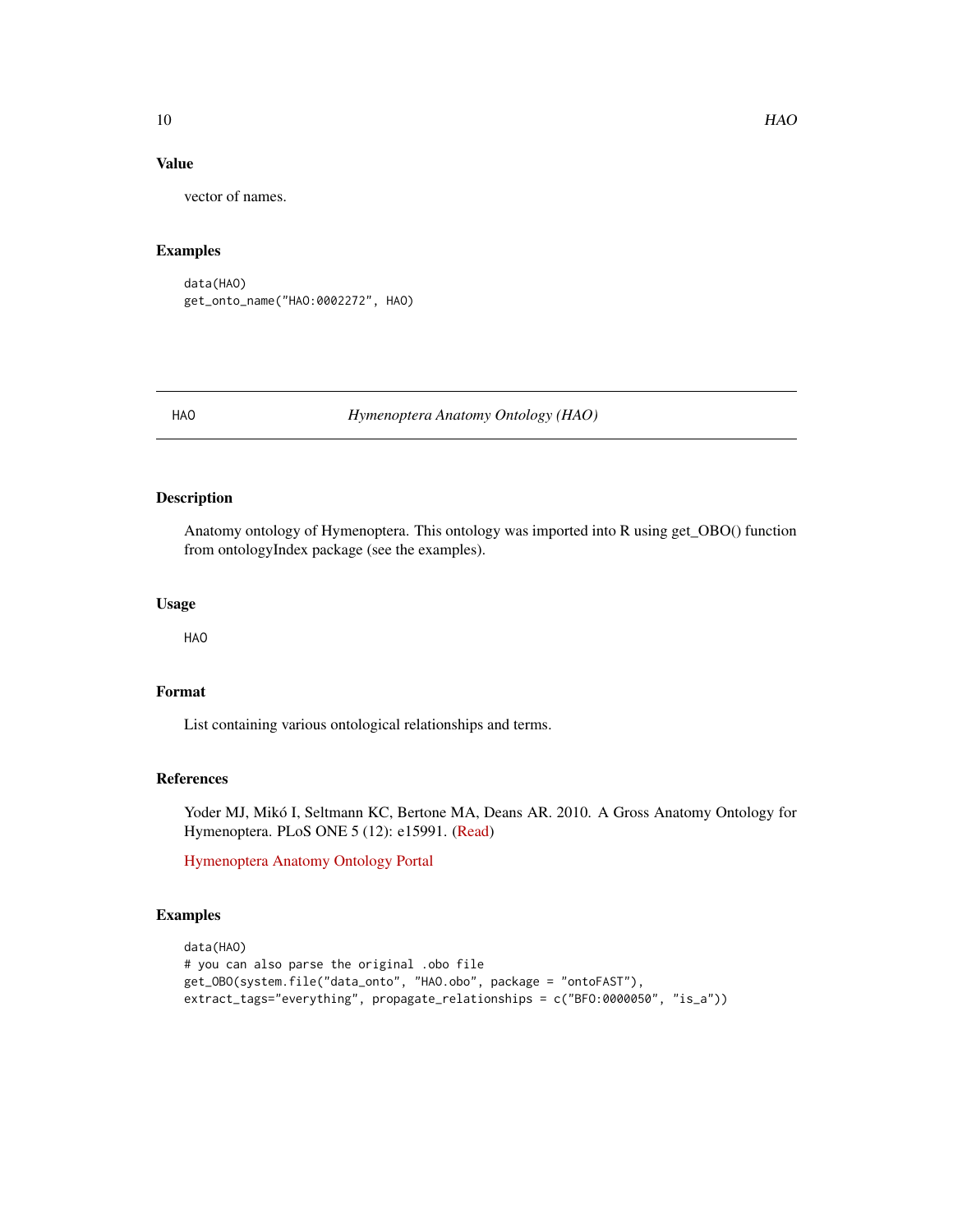### Value

vector of names.

### Examples

```
data(HAO)
get_onto_name("HAO:0002272", HAO)
```

---

## HAO — *Hymenoptera Anatomy Ontology (HAO)*

---

### Description

Anatomy ontology of Hymenoptera. This ontology was imported into R using get_OBO() function from ontologyIndex package (see the examples).

### Usage

```
HAO
```

### Format

List containing various ontological relationships and terms.

### References

Yoder MJ, Mikó I, Seltmann KC, Bertone MA, Deans AR. 2010. A Gross Anatomy Ontology for Hymenoptera. PLoS ONE 5 (12): e15991. (Read)

Hymenoptera Anatomy Ontology Portal

### Examples

```
data(HAO)
# you can also parse the original .obo file
get_OBO(system.file("data_onto", "HAO.obo", package = "ontoFAST"),
extract_tags="everything", propagate_relationships = c("BFO:0000050", "is_a"))
```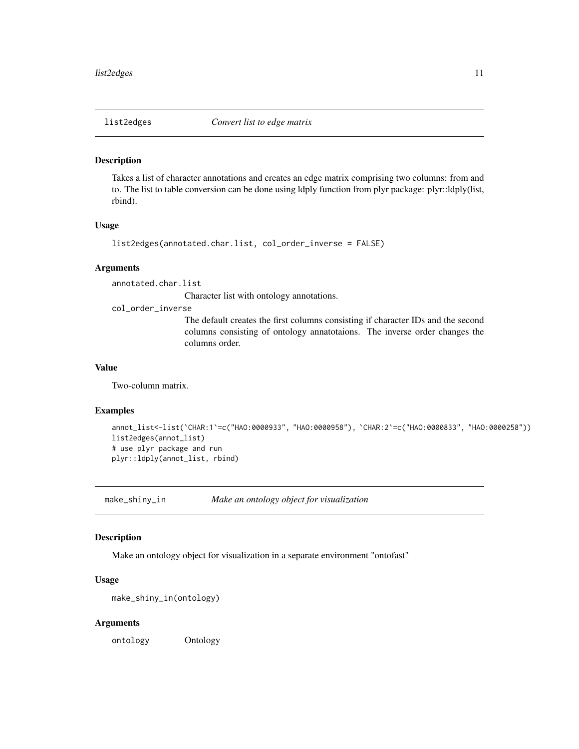## list2edges — *Convert list to edge matrix*

### Description

Takes a list of character annotations and creates an edge matrix comprising two columns: from and to. The list to table conversion can be done using ldply function from plyr package: plyr::ldply(list, rbind).

### Usage

```
list2edges(annotated.char.list, col_order_inverse = FALSE)
```

### Arguments

`annotated.char.list`
: Character list with ontology annotations.

`col_order_inverse`
: The default creates the first columns consisting if character IDs and the second columns consisting of ontology annatotaions. The inverse order changes the columns order.

### Value

Two-column matrix.

### Examples

```
annot_list<-list(`CHAR:1`=c("HAO:0000933", "HAO:0000958"), `CHAR:2`=c("HAO:0000833", "HAO:0000258"))
list2edges(annot_list)
# use plyr package and run
plyr::ldply(annot_list, rbind)
```

## make_shiny_in — *Make an ontology object for visualization*

### Description

Make an ontology object for visualization in a separate environment "ontofast"

### Usage

```
make_shiny_in(ontology)
```

### Arguments

`ontology`
: Ontology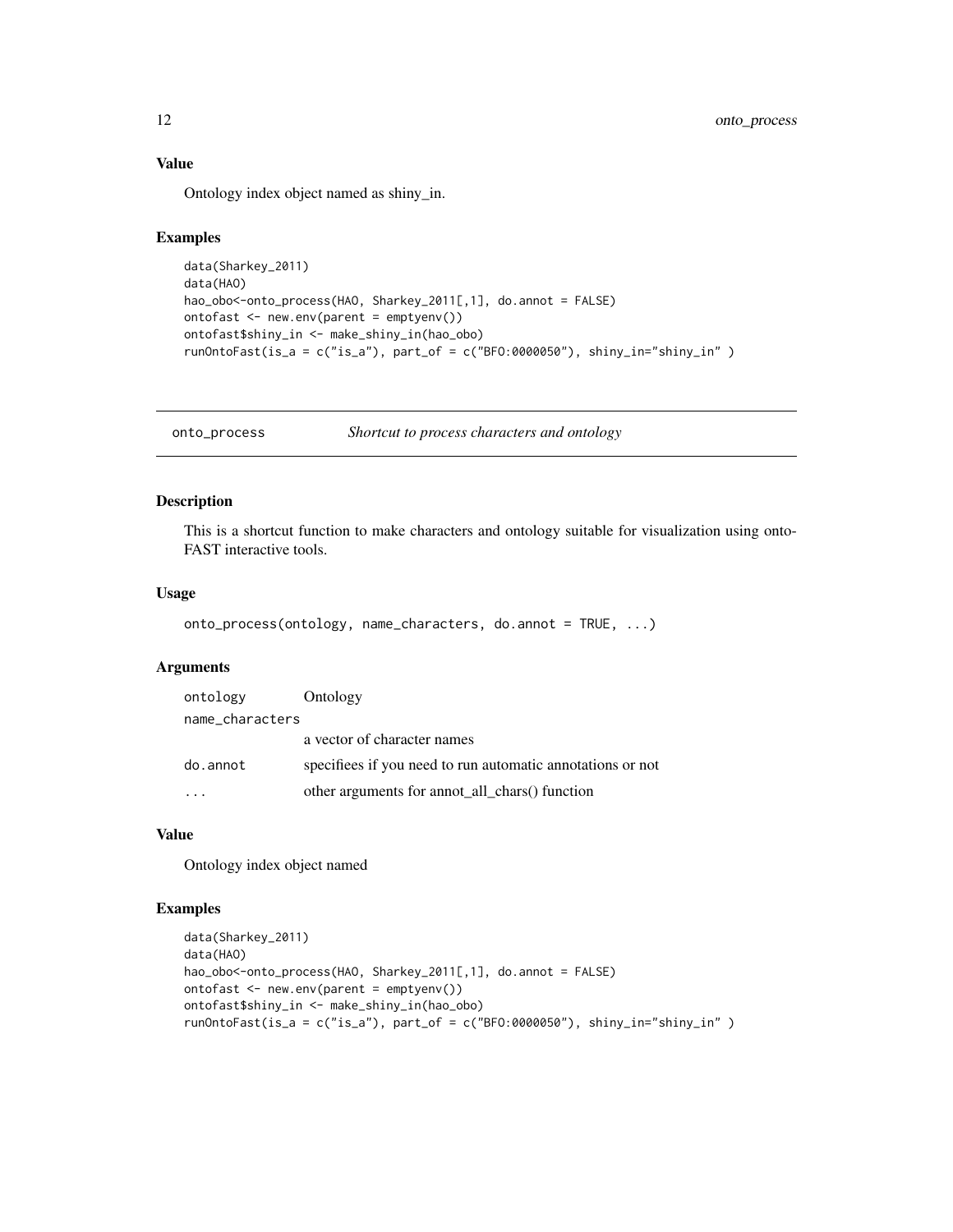### Value

Ontology index object named as shiny_in.

### Examples

```
data(Sharkey_2011)
data(HAO)
hao_obo<-onto_process(HAO, Sharkey_2011[,1], do.annot = FALSE)
ontofast <- new.env(parent = emptyenv())
ontofast$shiny_in <- make_shiny_in(hao_obo)
runOntoFast(is_a = c("is_a"), part_of = c("BFO:0000050"), shiny_in="shiny_in" )
```

---

## onto_process — *Shortcut to process characters and ontology*

### Description

This is a shortcut function to make characters and ontology suitable for visualization using ontoFAST interactive tools.

### Usage

```
onto_process(ontology, name_characters, do.annot = TRUE, ...)
```

### Arguments

| | |
|---|---|
| ontology | Ontology |
| name_characters | a vector of character names |
| do.annot | specifiees if you need to run automatic annotations or not |
| ... | other arguments for annot_all_chars() function |

### Value

Ontology index object named

### Examples

```
data(Sharkey_2011)
data(HAO)
hao_obo<-onto_process(HAO, Sharkey_2011[,1], do.annot = FALSE)
ontofast <- new.env(parent = emptyenv())
ontofast$shiny_in <- make_shiny_in(hao_obo)
runOntoFast(is_a = c("is_a"), part_of = c("BFO:0000050"), shiny_in="shiny_in" )
```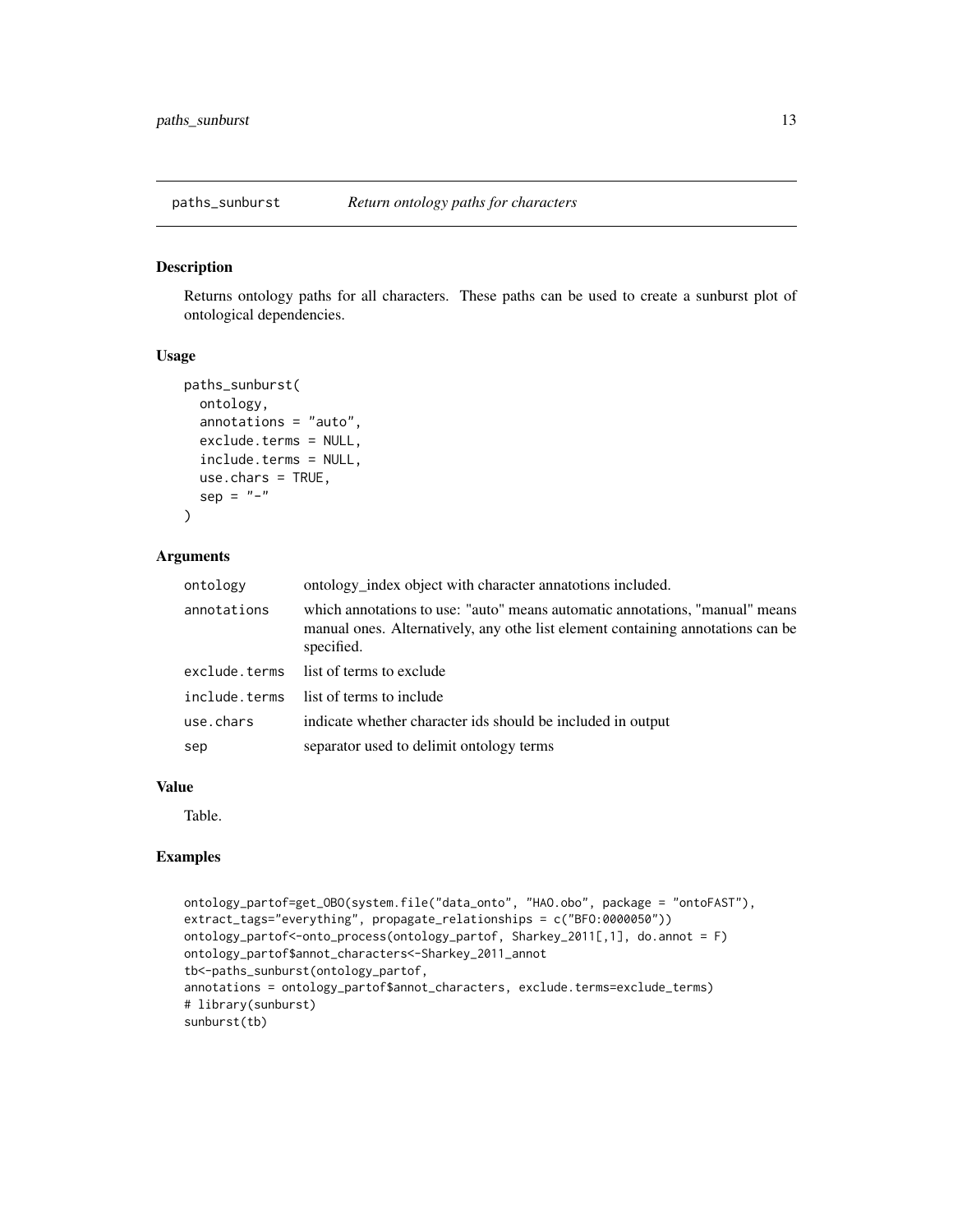## paths_sunburst *Return ontology paths for characters*

### Description

Returns ontology paths for all characters. These paths can be used to create a sunburst plot of ontological dependencies.

### Usage

```
paths_sunburst(
  ontology,
  annotations = "auto",
  exclude.terms = NULL,
  include.terms = NULL,
  use.chars = TRUE,
  sep = "-"
)
```

### Arguments

| | |
|---|---|
| ontology | ontology_index object with character annatotions included. |
| annotations | which annotations to use: "auto" means automatic annotations, "manual" means manual ones. Alternatively, any othe list element containing annotations can be specified. |
| exclude.terms | list of terms to exclude |
| include.terms | list of terms to include |
| use.chars | indicate whether character ids should be included in output |
| sep | separator used to delimit ontology terms |

### Value

Table.

### Examples

```
ontology_partof=get_OBO(system.file("data_onto", "HAO.obo", package = "ontoFAST"),
extract_tags="everything", propagate_relationships = c("BFO:0000050"))
ontology_partof<-onto_process(ontology_partof, Sharkey_2011[,1], do.annot = F)
ontology_partof$annot_characters<-Sharkey_2011_annot
tb<-paths_sunburst(ontology_partof,
annotations = ontology_partof$annot_characters, exclude.terms=exclude_terms)
# library(sunburst)
sunburst(tb)
```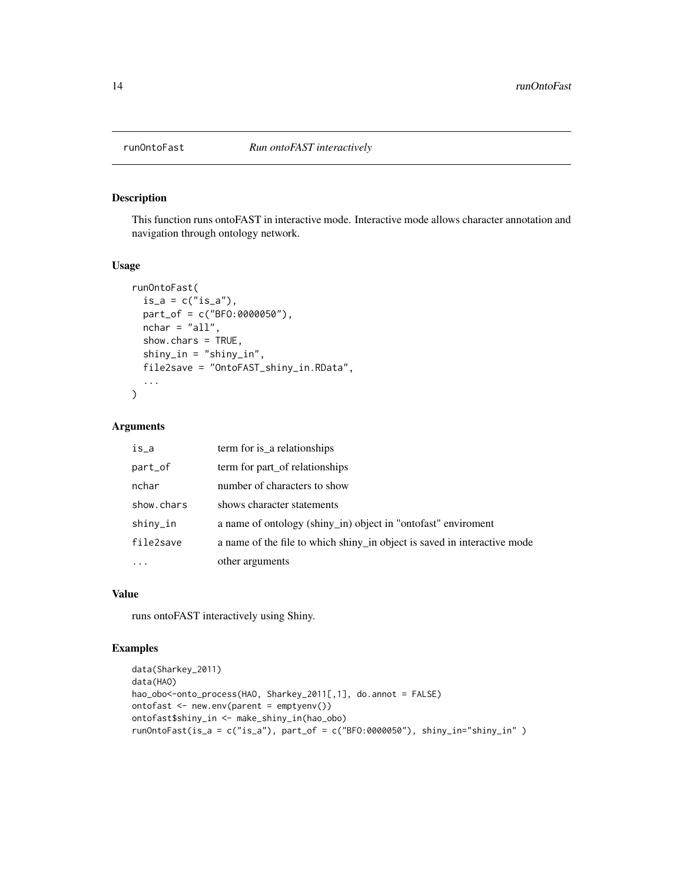## runOntoFast *Run ontoFAST interactively*

### Description

This function runs ontoFAST in interactive mode. Interactive mode allows character annotation and navigation through ontology network.

### Usage

```
runOntoFast(
  is_a = c("is_a"),
  part_of = c("BFO:0000050"),
  nchar = "all",
  show.chars = TRUE,
  shiny_in = "shiny_in",
  file2save = "OntoFAST_shiny_in.RData",
  ...
)
```

### Arguments

| | |
|---|---|
| `is_a` | term for is_a relationships |
| `part_of` | term for part_of relationships |
| `nchar` | number of characters to show |
| `show.chars` | shows character statements |
| `shiny_in` | a name of ontology (shiny_in) object in "ontofast" enviroment |
| `file2save` | a name of the file to which shiny_in object is saved in interactive mode |
| `...` | other arguments |

### Value

runs ontoFAST interactively using Shiny.

### Examples

```
data(Sharkey_2011)
data(HAO)
hao_obo<-onto_process(HAO, Sharkey_2011[,1], do.annot = FALSE)
ontofast <- new.env(parent = emptyenv())
ontofast$shiny_in <- make_shiny_in(hao_obo)
runOntoFast(is_a = c("is_a"), part_of = c("BFO:0000050"), shiny_in="shiny_in" )
```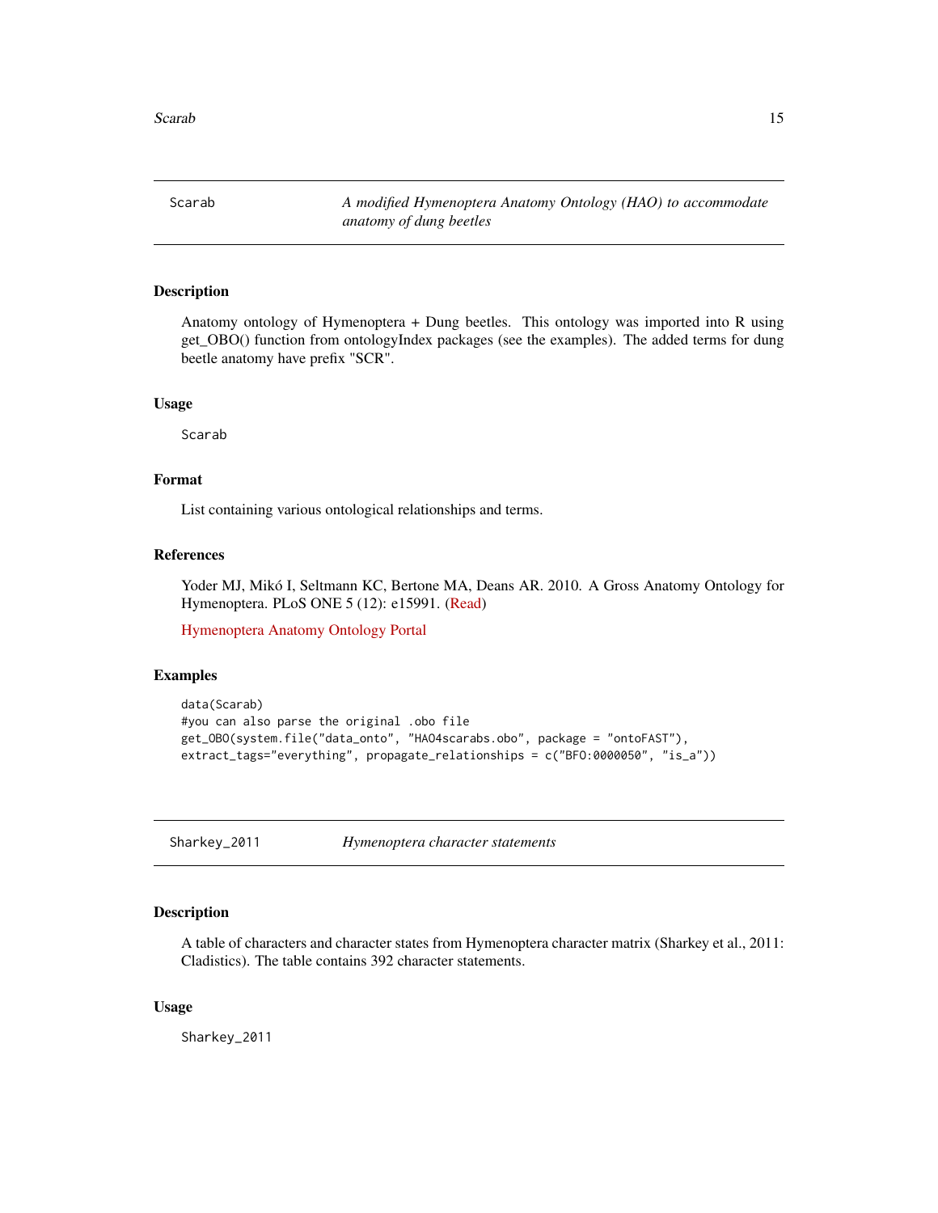## Scarab — *A modified Hymenoptera Anatomy Ontology (HAO) to accommodate anatomy of dung beetles*

### Description

Anatomy ontology of Hymenoptera + Dung beetles. This ontology was imported into R using get_OBO() function from ontologyIndex packages (see the examples). The added terms for dung beetle anatomy have prefix "SCR".

### Usage

```
Scarab
```

### Format

List containing various ontological relationships and terms.

### References

Yoder MJ, Mikó I, Seltmann KC, Bertone MA, Deans AR. 2010. A Gross Anatomy Ontology for Hymenoptera. PLoS ONE 5 (12): e15991. (Read)

Hymenoptera Anatomy Ontology Portal

### Examples

```
data(Scarab)
#you can also parse the original .obo file
get_OBO(system.file("data_onto", "HAO4scarabs.obo", package = "ontoFAST"),
extract_tags="everything", propagate_relationships = c("BFO:0000050", "is_a"))
```

## Sharkey_2011 — *Hymenoptera character statements*

### Description

A table of characters and character states from Hymenoptera character matrix (Sharkey et al., 2011: Cladistics). The table contains 392 character statements.

### Usage

```
Sharkey_2011
```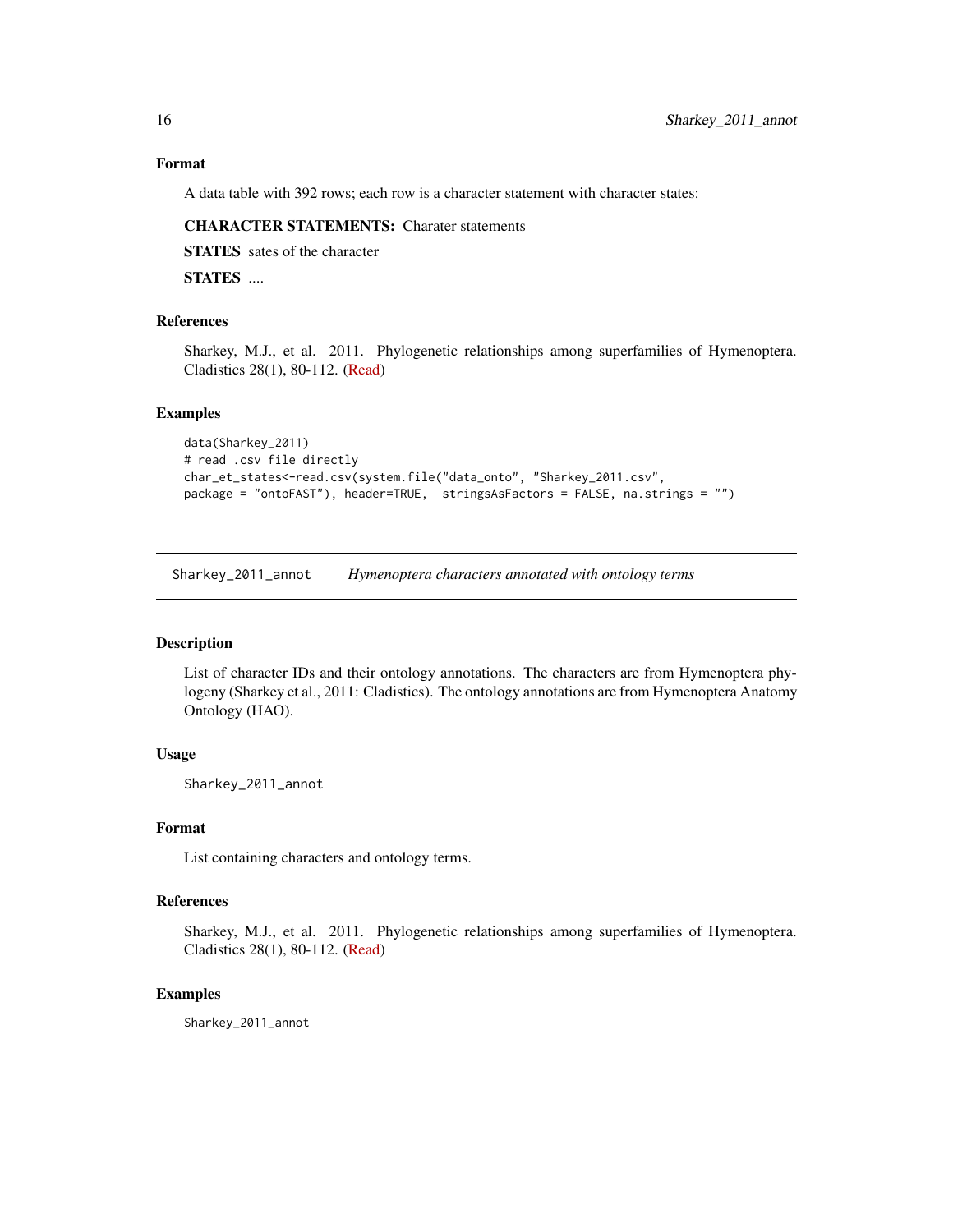### Format

A data table with 392 rows; each row is a character statement with character states:

**CHARACTER STATEMENTS:** Charater statements

**STATES** sates of the character

**STATES** ....

### References

Sharkey, M.J., et al. 2011. Phylogenetic relationships among superfamilies of Hymenoptera. Cladistics 28(1), 80-112. (Read)

### Examples

```
data(Sharkey_2011)
# read .csv file directly
char_et_states<-read.csv(system.file("data_onto", "Sharkey_2011.csv",
package = "ontoFAST"), header=TRUE,  stringsAsFactors = FALSE, na.strings = "")
```

---

## Sharkey_2011_annot    *Hymenoptera characters annotated with ontology terms*

### Description

List of character IDs and their ontology annotations. The characters are from Hymenoptera phylogeny (Sharkey et al., 2011: Cladistics). The ontology annotations are from Hymenoptera Anatomy Ontology (HAO).

### Usage

```
Sharkey_2011_annot
```

### Format

List containing characters and ontology terms.

### References

Sharkey, M.J., et al. 2011. Phylogenetic relationships among superfamilies of Hymenoptera. Cladistics 28(1), 80-112. (Read)

### Examples

```
Sharkey_2011_annot
```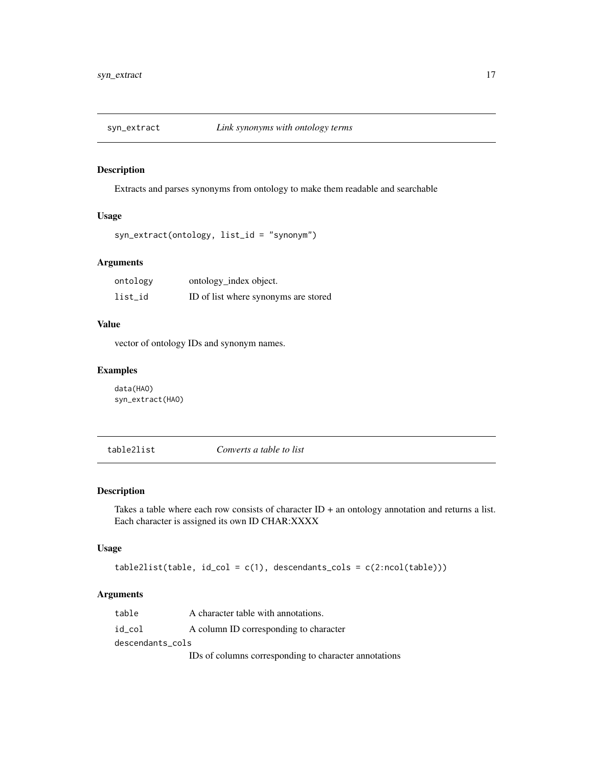## syn_extract *Link synonyms with ontology terms*

### Description

Extracts and parses synonyms from ontology to make them readable and searchable

### Usage

```
syn_extract(ontology, list_id = "synonym")
```

### Arguments

| | |
|---|---|
| ontology | ontology_index object. |
| list_id | ID of list where synonyms are stored |

### Value

vector of ontology IDs and synonym names.

### Examples

```
data(HAO)
syn_extract(HAO)
```

## table2list *Converts a table to list*

### Description

Takes a table where each row consists of character ID + an ontology annotation and returns a list. Each character is assigned its own ID CHAR:XXXX

### Usage

```
table2list(table, id_col = c(1), descendants_cols = c(2:ncol(table)))
```

### Arguments

| | |
|---|---|
| table | A character table with annotations. |
| id_col | A column ID corresponding to character |
| descendants_cols | IDs of columns corresponding to character annotations |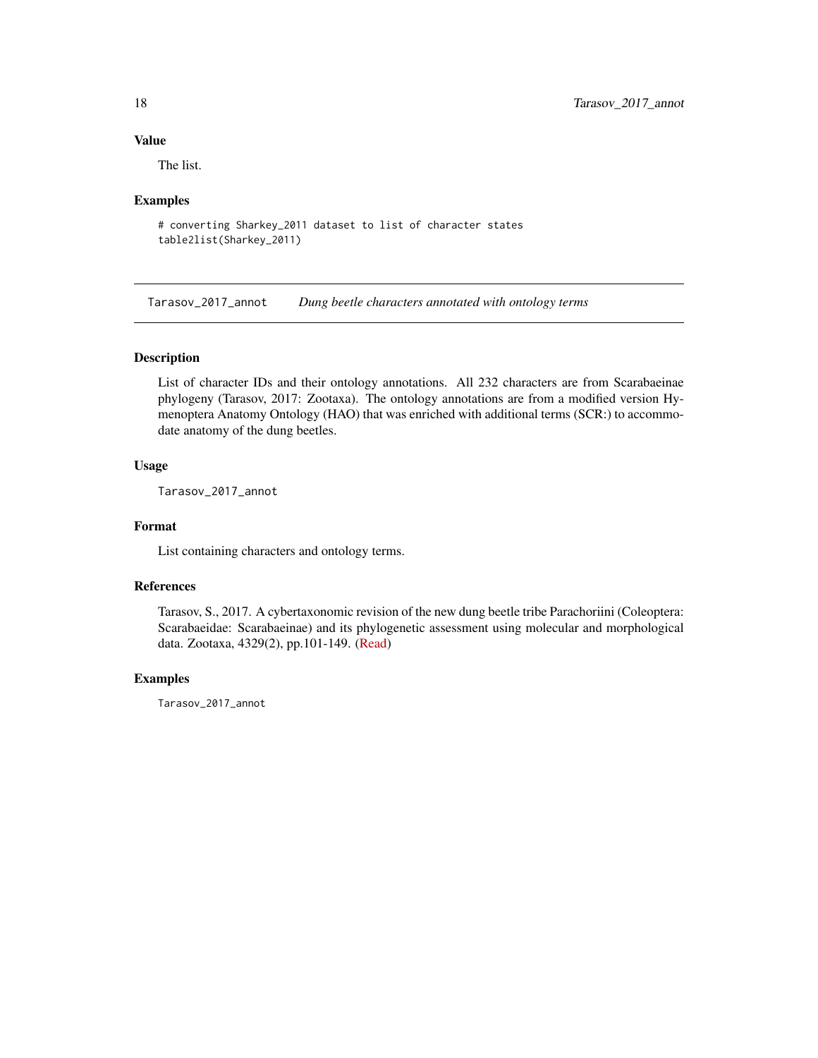### Value

The list.

### Examples

```
# converting Sharkey_2011 dataset to list of character states
table2list(Sharkey_2011)
```

---

## Tarasov_2017_annot    *Dung beetle characters annotated with ontology terms*

---

### Description

List of character IDs and their ontology annotations. All 232 characters are from Scarabaeinae phylogeny (Tarasov, 2017: Zootaxa). The ontology annotations are from a modified version Hymenoptera Anatomy Ontology (HAO) that was enriched with additional terms (SCR:) to accommodate anatomy of the dung beetles.

### Usage

```
Tarasov_2017_annot
```

### Format

List containing characters and ontology terms.

### References

Tarasov, S., 2017. A cybertaxonomic revision of the new dung beetle tribe Parachoriini (Coleoptera: Scarabaeidae: Scarabaeinae) and its phylogenetic assessment using molecular and morphological data. Zootaxa, 4329(2), pp.101-149. (Read)

### Examples

```
Tarasov_2017_annot
```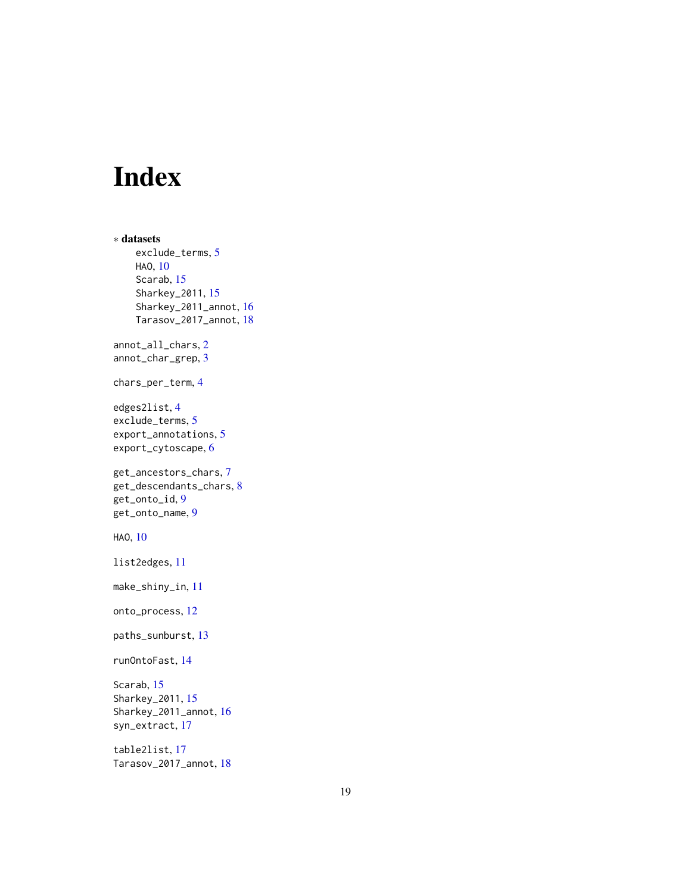# Index

∗ **datasets**

- exclude_terms, 5
- HAO, 10
- Scarab, 15
- Sharkey_2011, 15
- Sharkey_2011_annot, 16
- Tarasov_2017_annot, 18

annot_all_chars, 2
annot_char_grep, 3

chars_per_term, 4

edges2list, 4
exclude_terms, 5
export_annotations, 5
export_cytoscape, 6

get_ancestors_chars, 7
get_descendants_chars, 8
get_onto_id, 9
get_onto_name, 9

HAO, 10

list2edges, 11

make_shiny_in, 11

onto_process, 12

paths_sunburst, 13

runOntoFast, 14

Scarab, 15
Sharkey_2011, 15
Sharkey_2011_annot, 16
syn_extract, 17

table2list, 17
Tarasov_2017_annot, 18